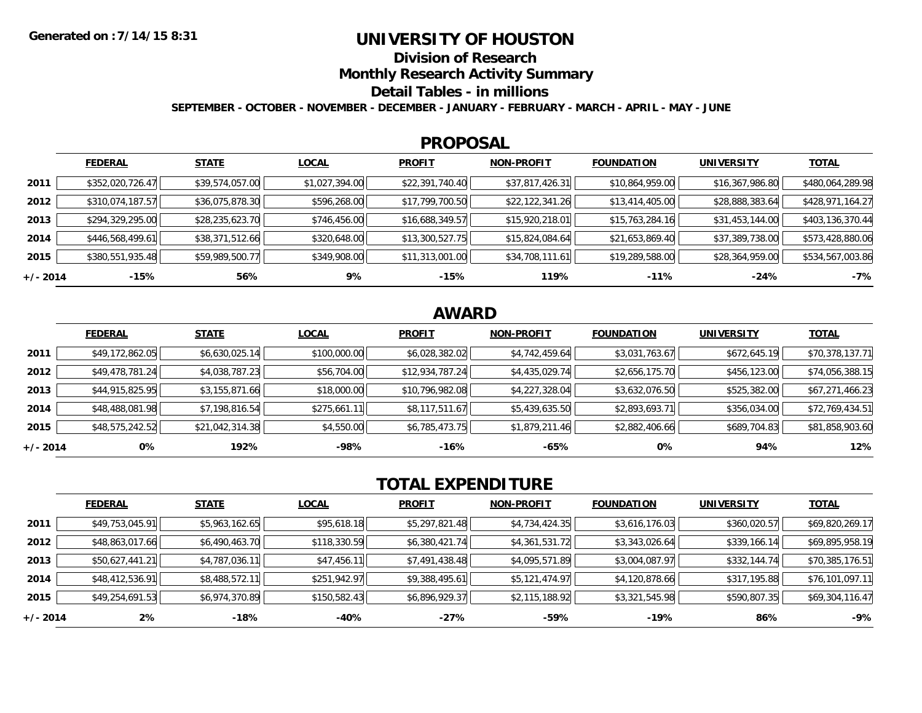Generated on :7/14/15 8:31

# UNIVERSITY OF HOUSTON

## Division of Research

## Monthly Research Activity Summary

## Detail Tables - in millions

**SEPTEMBER - OCTOBER - NOVEMBER - DECEMBER - JANUARY - FEBRUARY - MARCH - APRIL - MAY - JUNE**

## PROPOSAL

| | FEDERAL | STATE | LOCAL | PROFIT | NON-PROFIT | FOUNDATION | UNIVERSITY | TOTAL |
|---|---|---|---|---|---|---|---|---|
| 2011 | $352,020,726.47 | $39,574,057.00 | $1,027,394.00 | $22,391,740.40 | $37,817,426.31 | $10,864,959.00 | $16,367,986.80 | $480,064,289.98 |
| 2012 | $310,074,187.57 | $36,075,878.30 | $596,268.00 | $17,799,700.50 | $22,122,341.26 | $13,414,405.00 | $28,888,383.64 | $428,971,164.27 |
| 2013 | $294,329,295.00 | $28,235,623.70 | $746,456.00 | $16,688,349.57 | $15,920,218.01 | $15,763,284.16 | $31,453,144.00 | $403,136,370.44 |
| 2014 | $446,568,499.61 | $38,371,512.66 | $320,648.00 | $13,300,527.75 | $15,824,084.64 | $21,653,869.40 | $37,389,738.00 | $573,428,880.06 |
| 2015 | $380,551,935.48 | $59,989,500.77 | $349,908.00 | $11,313,001.00 | $34,708,111.61 | $19,289,588.00 | $28,364,959.00 | $534,567,003.86 |
| +/- 2014 | -15% | 56% | 9% | -15% | 119% | -11% | -24% | -7% |

## AWARD

| | FEDERAL | STATE | LOCAL | PROFIT | NON-PROFIT | FOUNDATION | UNIVERSITY | TOTAL |
|---|---|---|---|---|---|---|---|---|
| 2011 | $49,172,862.05 | $6,630,025.14 | $100,000.00 | $6,028,382.02 | $4,742,459.64 | $3,031,763.67 | $672,645.19 | $70,378,137.71 |
| 2012 | $49,478,781.24 | $4,038,787.23 | $56,704.00 | $12,934,787.24 | $4,435,029.74 | $2,656,175.70 | $456,123.00 | $74,056,388.15 |
| 2013 | $44,915,825.95 | $3,155,871.66 | $18,000.00 | $10,796,982.08 | $4,227,328.04 | $3,632,076.50 | $525,382.00 | $67,271,466.23 |
| 2014 | $48,488,081.98 | $7,198,816.54 | $275,661.11 | $8,117,511.67 | $5,439,635.50 | $2,893,693.71 | $356,034.00 | $72,769,434.51 |
| 2015 | $48,575,242.52 | $21,042,314.38 | $4,550.00 | $6,785,473.75 | $1,879,211.46 | $2,882,406.66 | $689,704.83 | $81,858,903.60 |
| +/- 2014 | 0% | 192% | -98% | -16% | -65% | 0% | 94% | 12% |

## TOTAL EXPENDITURE

| | FEDERAL | STATE | LOCAL | PROFIT | NON-PROFIT | FOUNDATION | UNIVERSITY | TOTAL |
|---|---|---|---|---|---|---|---|---|
| 2011 | $49,753,045.91 | $5,963,162.65 | $95,618.18 | $5,297,821.48 | $4,734,424.35 | $3,616,176.03 | $360,020.57 | $69,820,269.17 |
| 2012 | $48,863,017.66 | $6,490,463.70 | $118,330.59 | $6,380,421.74 | $4,361,531.72 | $3,343,026.64 | $339,166.14 | $69,895,958.19 |
| 2013 | $50,627,441.21 | $4,787,036.11 | $47,456.11 | $7,491,438.48 | $4,095,571.89 | $3,004,087.97 | $332,144.74 | $70,385,176.51 |
| 2014 | $48,412,536.91 | $8,488,572.11 | $251,942.97 | $9,388,495.61 | $5,121,474.97 | $4,120,878.66 | $317,195.88 | $76,101,097.11 |
| 2015 | $49,254,691.53 | $6,974,370.89 | $150,582.43 | $6,896,929.37 | $2,115,188.92 | $3,321,545.98 | $590,807.35 | $69,304,116.47 |
| +/- 2014 | 2% | -18% | -40% | -27% | -59% | -19% | 86% | -9% |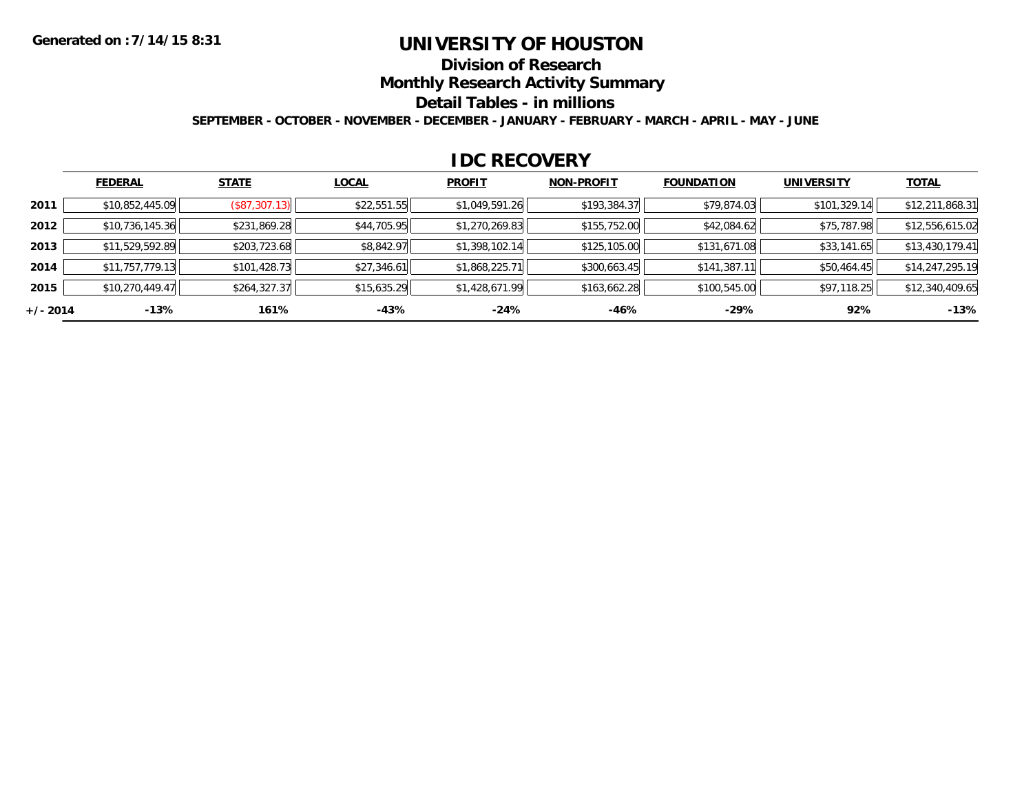Generated on :7/14/15 8:31

# UNIVERSITY OF HOUSTON

## Division of Research

## Monthly Research Activity Summary

## Detail Tables - in millions

**SEPTEMBER - OCTOBER - NOVEMBER - DECEMBER - JANUARY - FEBRUARY - MARCH - APRIL - MAY - JUNE**

## IDC RECOVERY

| | FEDERAL | STATE | LOCAL | PROFIT | NON-PROFIT | FOUNDATION | UNIVERSITY | TOTAL |
|---|---|---|---|---|---|---|---|---|
| **2011** | $10,852,445.09 | ($87,307.13) | $22,551.55 | $1,049,591.26 | $193,384.37 | $79,874.03 | $101,329.14 | $12,211,868.31 |
| **2012** | $10,736,145.36 | $231,869.28 | $44,705.95 | $1,270,269.83 | $155,752.00 | $42,084.62 | $75,787.98 | $12,556,615.02 |
| **2013** | $11,529,592.89 | $203,723.68 | $8,842.97 | $1,398,102.14 | $125,105.00 | $131,671.08 | $33,141.65 | $13,430,179.41 |
| **2014** | $11,757,779.13 | $101,428.73 | $27,346.61 | $1,868,225.71 | $300,663.45 | $141,387.11 | $50,464.45 | $14,247,295.19 |
| **2015** | $10,270,449.47 | $264,327.37 | $15,635.29 | $1,428,671.99 | $163,662.28 | $100,545.00 | $97,118.25 | $12,340,409.65 |
| **+/- 2014** | **-13%** | **161%** | **-43%** | **-24%** | **-46%** | **-29%** | **92%** | **-13%** |